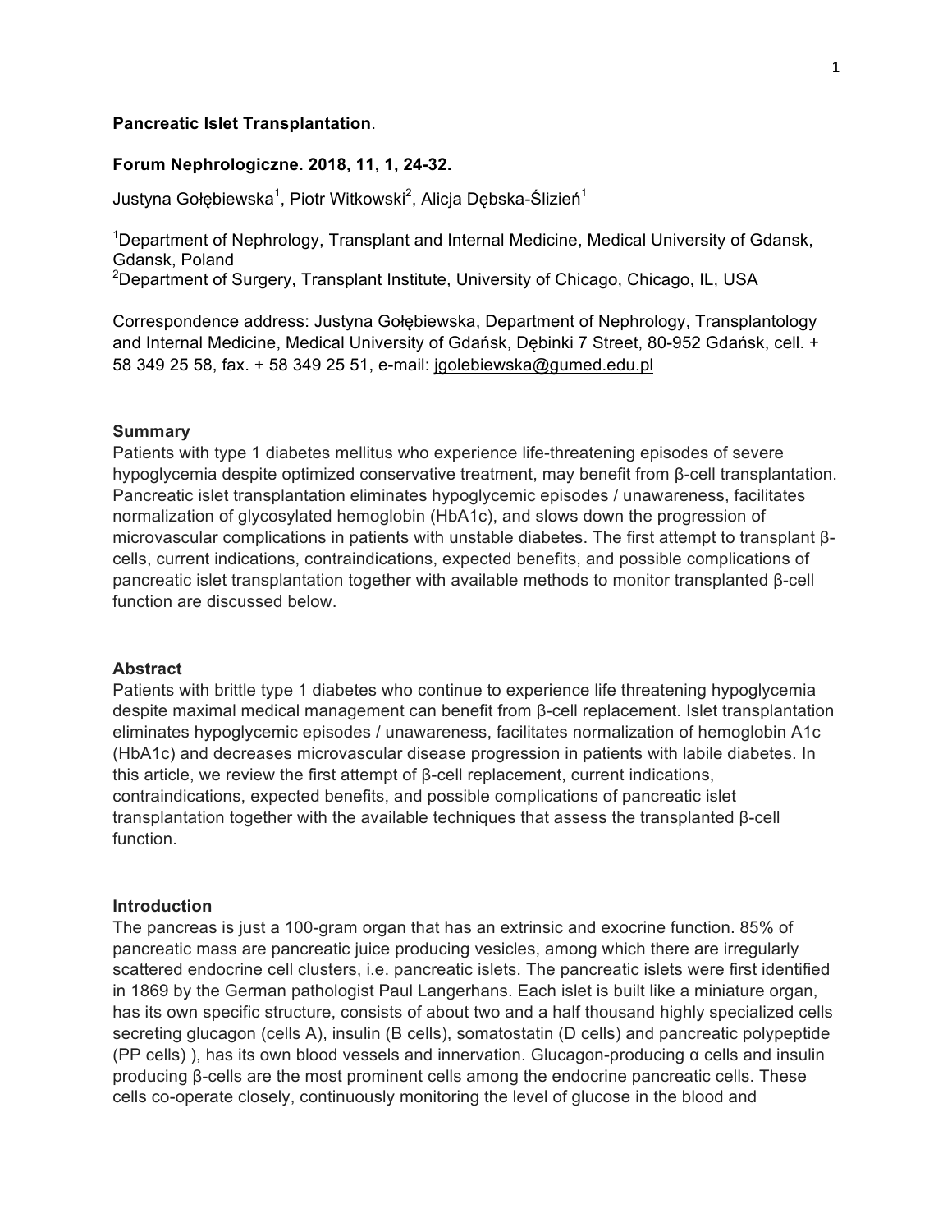**Pancreatic Islet Transplantation**.

**Forum Nephrologiczne. 2018, 11, 1, 24-32.**

Justyna Gołębiewska[1], Piotr Witkowski[2], Alicja Dębska-Ślizień[1]

[1]Department of Nephrology, Transplant and Internal Medicine, Medical University of Gdansk, Gdansk, Poland
[2]Department of Surgery, Transplant Institute, University of Chicago, Chicago, IL, USA

Correspondence address: Justyna Gołębiewska, Department of Nephrology, Transplantology and Internal Medicine, Medical University of Gdańsk, Dębinki 7 Street, 80-952 Gdańsk, cell. + 58 349 25 58, fax. + 58 349 25 51, e-mail: jgolebiewska@gumed.edu.pl

## Summary

Patients with type 1 diabetes mellitus who experience life-threatening episodes of severe hypoglycemia despite optimized conservative treatment, may benefit from β-cell transplantation. Pancreatic islet transplantation eliminates hypoglycemic episodes / unawareness, facilitates normalization of glycosylated hemoglobin (HbA1c), and slows down the progression of microvascular complications in patients with unstable diabetes. The first attempt to transplant β-cells, current indications, contraindications, expected benefits, and possible complications of pancreatic islet transplantation together with available methods to monitor transplanted β-cell function are discussed below.

## Abstract

Patients with brittle type 1 diabetes who continue to experience life threatening hypoglycemia despite maximal medical management can benefit from β-cell replacement. Islet transplantation eliminates hypoglycemic episodes / unawareness, facilitates normalization of hemoglobin A1c (HbA1c) and decreases microvascular disease progression in patients with labile diabetes. In this article, we review the first attempt of β-cell replacement, current indications, contraindications, expected benefits, and possible complications of pancreatic islet transplantation together with the available techniques that assess the transplanted β-cell function.

## Introduction

The pancreas is just a 100-gram organ that has an extrinsic and exocrine function. 85% of pancreatic mass are pancreatic juice producing vesicles, among which there are irregularly scattered endocrine cell clusters, i.e. pancreatic islets. The pancreatic islets were first identified in 1869 by the German pathologist Paul Langerhans. Each islet is built like a miniature organ, has its own specific structure, consists of about two and a half thousand highly specialized cells secreting glucagon (cells A), insulin (B cells), somatostatin (D cells) and pancreatic polypeptide (PP cells) ), has its own blood vessels and innervation. Glucagon-producing α cells and insulin producing β-cells are the most prominent cells among the endocrine pancreatic cells. These cells co-operate closely, continuously monitoring the level of glucose in the blood and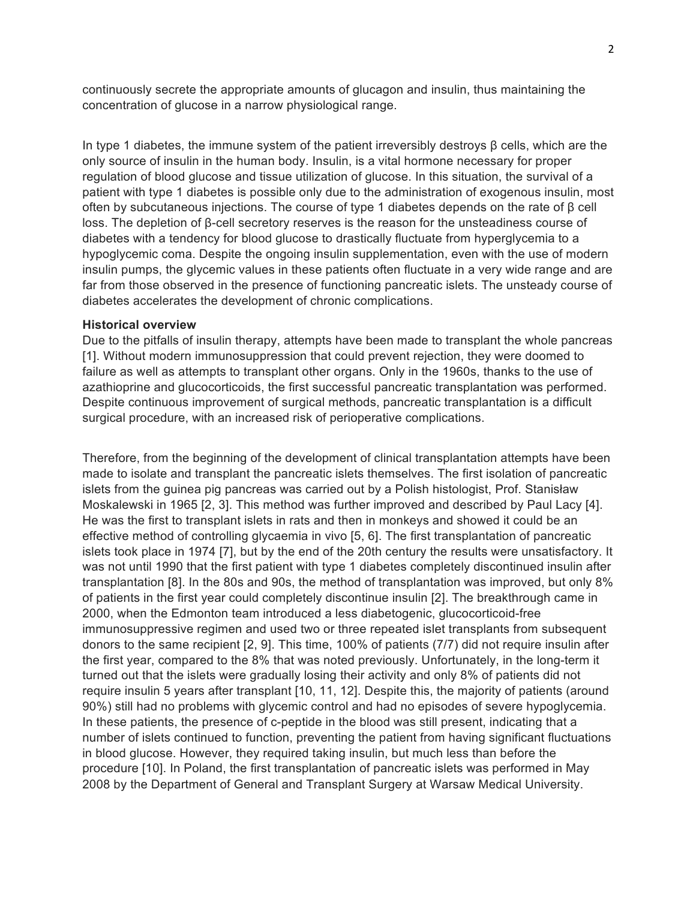continuously secrete the appropriate amounts of glucagon and insulin, thus maintaining the concentration of glucose in a narrow physiological range.

In type 1 diabetes, the immune system of the patient irreversibly destroys β cells, which are the only source of insulin in the human body. Insulin, is a vital hormone necessary for proper regulation of blood glucose and tissue utilization of glucose. In this situation, the survival of a patient with type 1 diabetes is possible only due to the administration of exogenous insulin, most often by subcutaneous injections. The course of type 1 diabetes depends on the rate of β cell loss. The depletion of β-cell secretory reserves is the reason for the unsteadiness course of diabetes with a tendency for blood glucose to drastically fluctuate from hyperglycemia to a hypoglycemic coma. Despite the ongoing insulin supplementation, even with the use of modern insulin pumps, the glycemic values in these patients often fluctuate in a very wide range and are far from those observed in the presence of functioning pancreatic islets. The unsteady course of diabetes accelerates the development of chronic complications.

**Historical overview**

Due to the pitfalls of insulin therapy, attempts have been made to transplant the whole pancreas [1]. Without modern immunosuppression that could prevent rejection, they were doomed to failure as well as attempts to transplant other organs. Only in the 1960s, thanks to the use of azathioprine and glucocorticoids, the first successful pancreatic transplantation was performed. Despite continuous improvement of surgical methods, pancreatic transplantation is a difficult surgical procedure, with an increased risk of perioperative complications.

Therefore, from the beginning of the development of clinical transplantation attempts have been made to isolate and transplant the pancreatic islets themselves. The first isolation of pancreatic islets from the guinea pig pancreas was carried out by a Polish histologist, Prof. Stanisław Moskalewski in 1965 [2, 3]. This method was further improved and described by Paul Lacy [4]. He was the first to transplant islets in rats and then in monkeys and showed it could be an effective method of controlling glycaemia in vivo [5, 6]. The first transplantation of pancreatic islets took place in 1974 [7], but by the end of the 20th century the results were unsatisfactory. It was not until 1990 that the first patient with type 1 diabetes completely discontinued insulin after transplantation [8]. In the 80s and 90s, the method of transplantation was improved, but only 8% of patients in the first year could completely discontinue insulin [2]. The breakthrough came in 2000, when the Edmonton team introduced a less diabetogenic, glucocorticoid-free immunosuppressive regimen and used two or three repeated islet transplants from subsequent donors to the same recipient [2, 9]. This time, 100% of patients (7/7) did not require insulin after the first year, compared to the 8% that was noted previously. Unfortunately, in the long-term it turned out that the islets were gradually losing their activity and only 8% of patients did not require insulin 5 years after transplant [10, 11, 12]. Despite this, the majority of patients (around 90%) still had no problems with glycemic control and had no episodes of severe hypoglycemia. In these patients, the presence of c-peptide in the blood was still present, indicating that a number of islets continued to function, preventing the patient from having significant fluctuations in blood glucose. However, they required taking insulin, but much less than before the procedure [10]. In Poland, the first transplantation of pancreatic islets was performed in May 2008 by the Department of General and Transplant Surgery at Warsaw Medical University.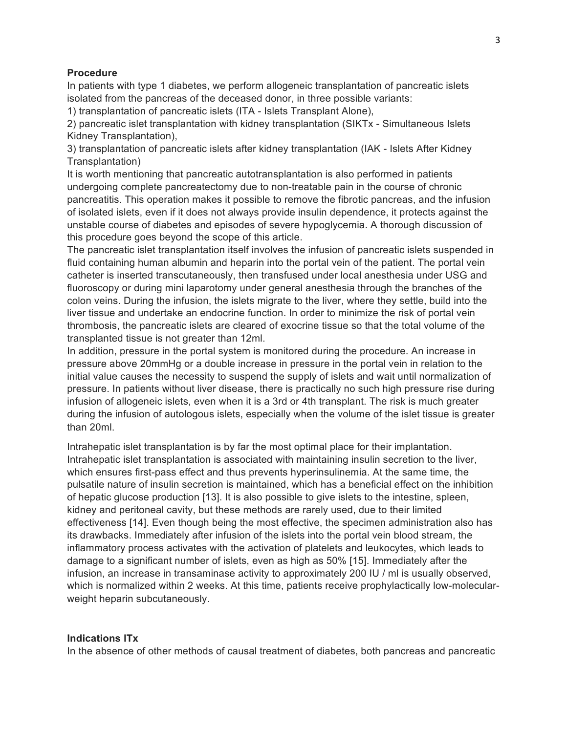**Procedure**

In patients with type 1 diabetes, we perform allogeneic transplantation of pancreatic islets isolated from the pancreas of the deceased donor, in three possible variants:

1) transplantation of pancreatic islets (ITA - Islets Transplant Alone),
2) pancreatic islet transplantation with kidney transplantation (SIKTx - Simultaneous Islets Kidney Transplantation),
3) transplantation of pancreatic islets after kidney transplantation (IAK - Islets After Kidney Transplantation)

It is worth mentioning that pancreatic autotransplantation is also performed in patients undergoing complete pancreatectomy due to non-treatable pain in the course of chronic pancreatitis. This operation makes it possible to remove the fibrotic pancreas, and the infusion of isolated islets, even if it does not always provide insulin dependence, it protects against the unstable course of diabetes and episodes of severe hypoglycemia. A thorough discussion of this procedure goes beyond the scope of this article.

The pancreatic islet transplantation itself involves the infusion of pancreatic islets suspended in fluid containing human albumin and heparin into the portal vein of the patient. The portal vein catheter is inserted transcutaneously, then transfused under local anesthesia under USG and fluoroscopy or during mini laparotomy under general anesthesia through the branches of the colon veins. During the infusion, the islets migrate to the liver, where they settle, build into the liver tissue and undertake an endocrine function. In order to minimize the risk of portal vein thrombosis, the pancreatic islets are cleared of exocrine tissue so that the total volume of the transplanted tissue is not greater than 12ml.

In addition, pressure in the portal system is monitored during the procedure. An increase in pressure above 20mmHg or a double increase in pressure in the portal vein in relation to the initial value causes the necessity to suspend the supply of islets and wait until normalization of pressure. In patients without liver disease, there is practically no such high pressure rise during infusion of allogeneic islets, even when it is a 3rd or 4th transplant. The risk is much greater during the infusion of autologous islets, especially when the volume of the islet tissue is greater than 20ml.

Intrahepatic islet transplantation is by far the most optimal place for their implantation. Intrahepatic islet transplantation is associated with maintaining insulin secretion to the liver, which ensures first-pass effect and thus prevents hyperinsulinemia. At the same time, the pulsatile nature of insulin secretion is maintained, which has a beneficial effect on the inhibition of hepatic glucose production [13]. It is also possible to give islets to the intestine, spleen, kidney and peritoneal cavity, but these methods are rarely used, due to their limited effectiveness [14]. Even though being the most effective, the specimen administration also has its drawbacks. Immediately after infusion of the islets into the portal vein blood stream, the inflammatory process activates with the activation of platelets and leukocytes, which leads to damage to a significant number of islets, even as high as 50% [15]. Immediately after the infusion, an increase in transaminase activity to approximately 200 IU / ml is usually observed, which is normalized within 2 weeks. At this time, patients receive prophylactically low-molecular-weight heparin subcutaneously.

**Indications ITx**

In the absence of other methods of causal treatment of diabetes, both pancreas and pancreatic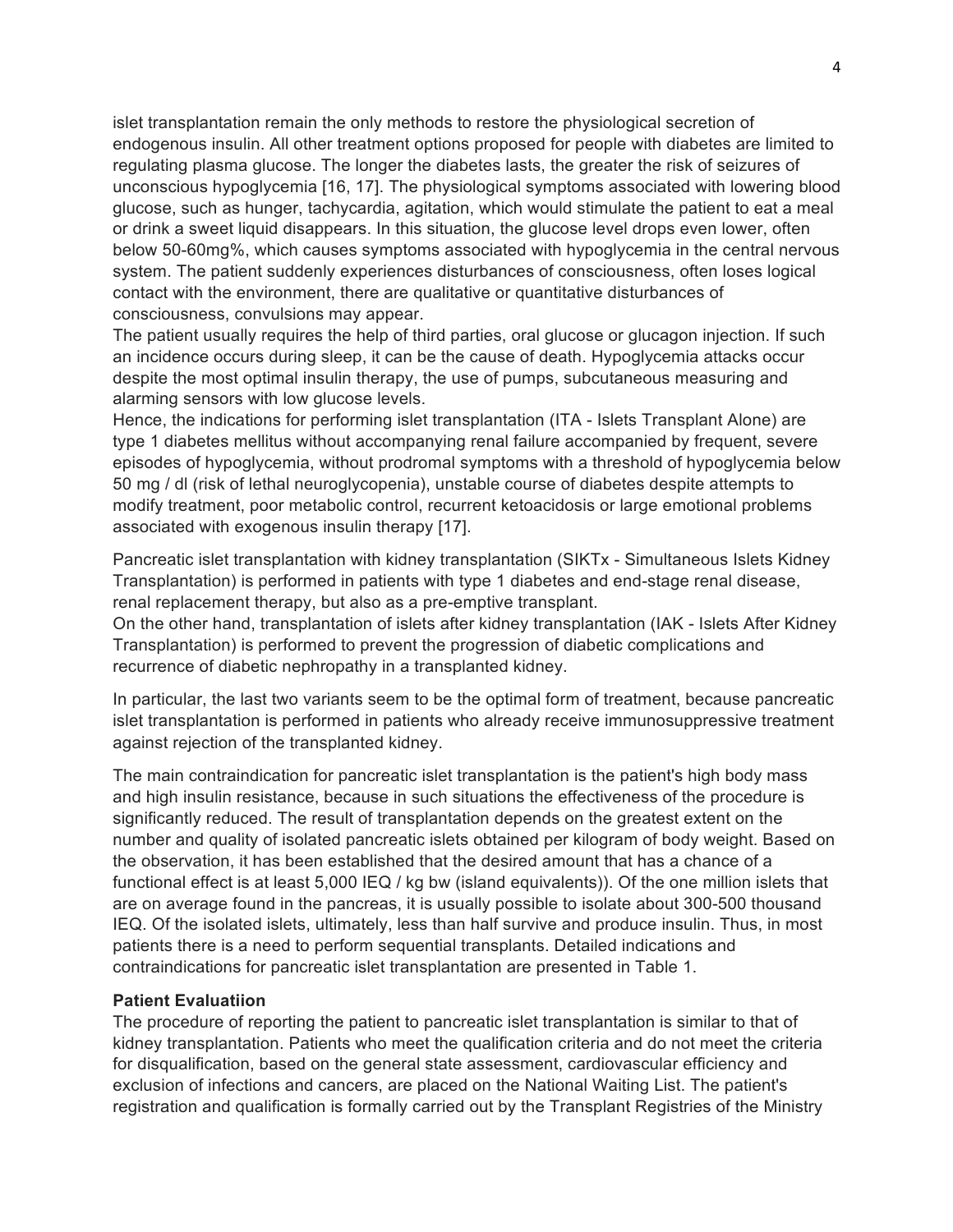islet transplantation remain the only methods to restore the physiological secretion of endogenous insulin. All other treatment options proposed for people with diabetes are limited to regulating plasma glucose. The longer the diabetes lasts, the greater the risk of seizures of unconscious hypoglycemia [16, 17]. The physiological symptoms associated with lowering blood glucose, such as hunger, tachycardia, agitation, which would stimulate the patient to eat a meal or drink a sweet liquid disappears. In this situation, the glucose level drops even lower, often below 50-60mg%, which causes symptoms associated with hypoglycemia in the central nervous system. The patient suddenly experiences disturbances of consciousness, often loses logical contact with the environment, there are qualitative or quantitative disturbances of consciousness, convulsions may appear.

The patient usually requires the help of third parties, oral glucose or glucagon injection. If such an incidence occurs during sleep, it can be the cause of death. Hypoglycemia attacks occur despite the most optimal insulin therapy, the use of pumps, subcutaneous measuring and alarming sensors with low glucose levels.

Hence, the indications for performing islet transplantation (ITA - Islets Transplant Alone) are type 1 diabetes mellitus without accompanying renal failure accompanied by frequent, severe episodes of hypoglycemia, without prodromal symptoms with a threshold of hypoglycemia below 50 mg / dl (risk of lethal neuroglycopenia), unstable course of diabetes despite attempts to modify treatment, poor metabolic control, recurrent ketoacidosis or large emotional problems associated with exogenous insulin therapy [17].

Pancreatic islet transplantation with kidney transplantation (SIKTx - Simultaneous Islets Kidney Transplantation) is performed in patients with type 1 diabetes and end-stage renal disease, renal replacement therapy, but also as a pre-emptive transplant.

On the other hand, transplantation of islets after kidney transplantation (IAK - Islets After Kidney Transplantation) is performed to prevent the progression of diabetic complications and recurrence of diabetic nephropathy in a transplanted kidney.

In particular, the last two variants seem to be the optimal form of treatment, because pancreatic islet transplantation is performed in patients who already receive immunosuppressive treatment against rejection of the transplanted kidney.

The main contraindication for pancreatic islet transplantation is the patient's high body mass and high insulin resistance, because in such situations the effectiveness of the procedure is significantly reduced. The result of transplantation depends on the greatest extent on the number and quality of isolated pancreatic islets obtained per kilogram of body weight. Based on the observation, it has been established that the desired amount that has a chance of a functional effect is at least 5,000 IEQ / kg bw (island equivalents)). Of the one million islets that are on average found in the pancreas, it is usually possible to isolate about 300-500 thousand IEQ. Of the isolated islets, ultimately, less than half survive and produce insulin. Thus, in most patients there is a need to perform sequential transplants. Detailed indications and contraindications for pancreatic islet transplantation are presented in Table 1.

**Patient Evaluatiion**

The procedure of reporting the patient to pancreatic islet transplantation is similar to that of kidney transplantation. Patients who meet the qualification criteria and do not meet the criteria for disqualification, based on the general state assessment, cardiovascular efficiency and exclusion of infections and cancers, are placed on the National Waiting List. The patient's registration and qualification is formally carried out by the Transplant Registries of the Ministry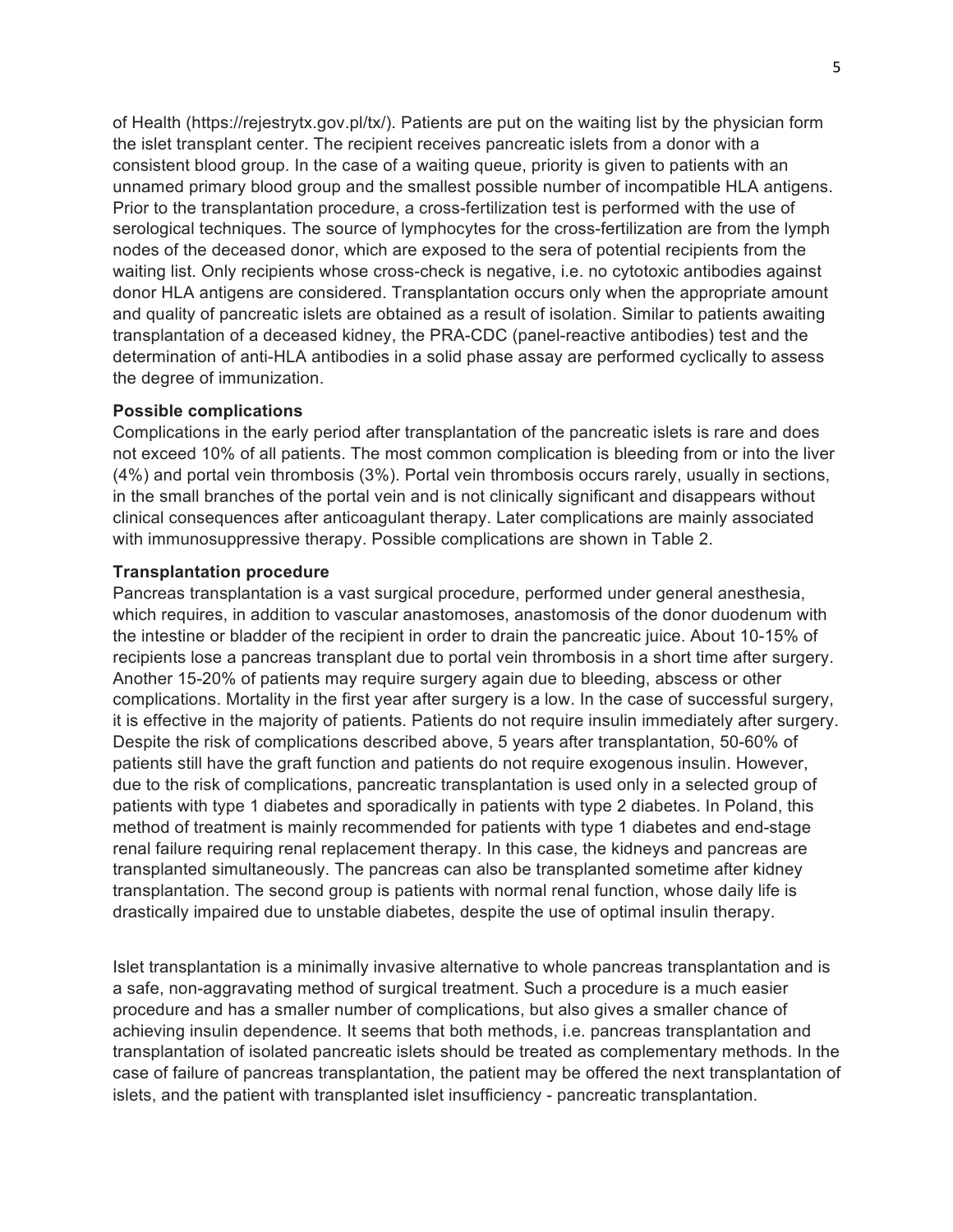of Health (https://rejestrytx.gov.pl/tx/). Patients are put on the waiting list by the physician form the islet transplant center. The recipient receives pancreatic islets from a donor with a consistent blood group. In the case of a waiting queue, priority is given to patients with an unnamed primary blood group and the smallest possible number of incompatible HLA antigens. Prior to the transplantation procedure, a cross-fertilization test is performed with the use of serological techniques. The source of lymphocytes for the cross-fertilization are from the lymph nodes of the deceased donor, which are exposed to the sera of potential recipients from the waiting list. Only recipients whose cross-check is negative, i.e. no cytotoxic antibodies against donor HLA antigens are considered. Transplantation occurs only when the appropriate amount and quality of pancreatic islets are obtained as a result of isolation. Similar to patients awaiting transplantation of a deceased kidney, the PRA-CDC (panel-reactive antibodies) test and the determination of anti-HLA antibodies in a solid phase assay are performed cyclically to assess the degree of immunization.

**Possible complications**

Complications in the early period after transplantation of the pancreatic islets is rare and does not exceed 10% of all patients. The most common complication is bleeding from or into the liver (4%) and portal vein thrombosis (3%). Portal vein thrombosis occurs rarely, usually in sections, in the small branches of the portal vein and is not clinically significant and disappears without clinical consequences after anticoagulant therapy. Later complications are mainly associated with immunosuppressive therapy. Possible complications are shown in Table 2.

**Transplantation procedure**

Pancreas transplantation is a vast surgical procedure, performed under general anesthesia, which requires, in addition to vascular anastomoses, anastomosis of the donor duodenum with the intestine or bladder of the recipient in order to drain the pancreatic juice. About 10-15% of recipients lose a pancreas transplant due to portal vein thrombosis in a short time after surgery. Another 15-20% of patients may require surgery again due to bleeding, abscess or other complications. Mortality in the first year after surgery is a low. In the case of successful surgery, it is effective in the majority of patients. Patients do not require insulin immediately after surgery. Despite the risk of complications described above, 5 years after transplantation, 50-60% of patients still have the graft function and patients do not require exogenous insulin. However, due to the risk of complications, pancreatic transplantation is used only in a selected group of patients with type 1 diabetes and sporadically in patients with type 2 diabetes. In Poland, this method of treatment is mainly recommended for patients with type 1 diabetes and end-stage renal failure requiring renal replacement therapy. In this case, the kidneys and pancreas are transplanted simultaneously. The pancreas can also be transplanted sometime after kidney transplantation. The second group is patients with normal renal function, whose daily life is drastically impaired due to unstable diabetes, despite the use of optimal insulin therapy.

Islet transplantation is a minimally invasive alternative to whole pancreas transplantation and is a safe, non-aggravating method of surgical treatment. Such a procedure is a much easier procedure and has a smaller number of complications, but also gives a smaller chance of achieving insulin dependence. It seems that both methods, i.e. pancreas transplantation and transplantation of isolated pancreatic islets should be treated as complementary methods. In the case of failure of pancreas transplantation, the patient may be offered the next transplantation of islets, and the patient with transplanted islet insufficiency - pancreatic transplantation.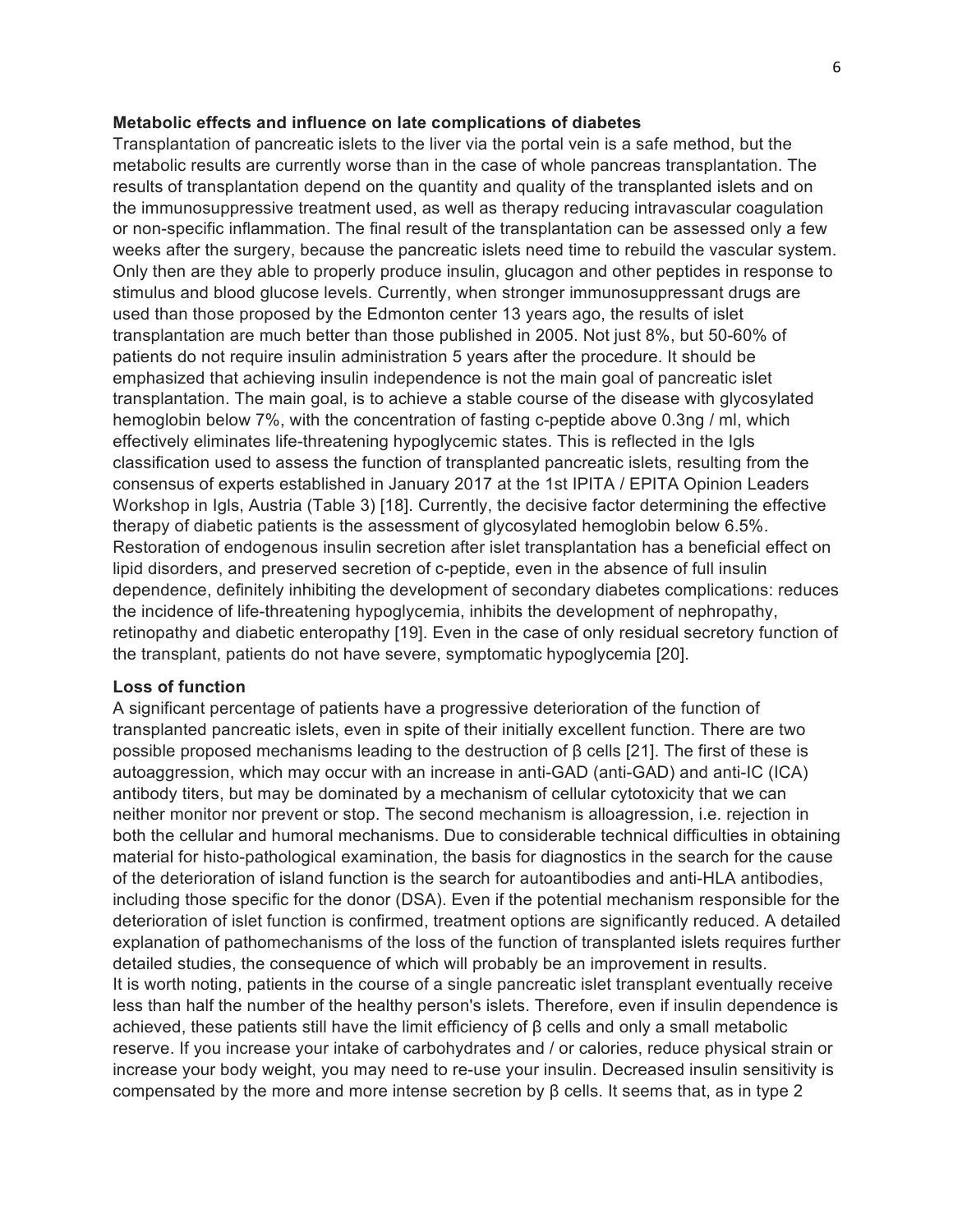**Metabolic effects and influence on late complications of diabetes**

Transplantation of pancreatic islets to the liver via the portal vein is a safe method, but the metabolic results are currently worse than in the case of whole pancreas transplantation. The results of transplantation depend on the quantity and quality of the transplanted islets and on the immunosuppressive treatment used, as well as therapy reducing intravascular coagulation or non-specific inflammation. The final result of the transplantation can be assessed only a few weeks after the surgery, because the pancreatic islets need time to rebuild the vascular system. Only then are they able to properly produce insulin, glucagon and other peptides in response to stimulus and blood glucose levels. Currently, when stronger immunosuppressant drugs are used than those proposed by the Edmonton center 13 years ago, the results of islet transplantation are much better than those published in 2005. Not just 8%, but 50-60% of patients do not require insulin administration 5 years after the procedure. It should be emphasized that achieving insulin independence is not the main goal of pancreatic islet transplantation. The main goal, is to achieve a stable course of the disease with glycosylated hemoglobin below 7%, with the concentration of fasting c-peptide above 0.3ng / ml, which effectively eliminates life-threatening hypoglycemic states. This is reflected in the Igls classification used to assess the function of transplanted pancreatic islets, resulting from the consensus of experts established in January 2017 at the 1st IPITA / EPITA Opinion Leaders Workshop in Igls, Austria (Table 3) [18]. Currently, the decisive factor determining the effective therapy of diabetic patients is the assessment of glycosylated hemoglobin below 6.5%. Restoration of endogenous insulin secretion after islet transplantation has a beneficial effect on lipid disorders, and preserved secretion of c-peptide, even in the absence of full insulin dependence, definitely inhibiting the development of secondary diabetes complications: reduces the incidence of life-threatening hypoglycemia, inhibits the development of nephropathy, retinopathy and diabetic enteropathy [19]. Even in the case of only residual secretory function of the transplant, patients do not have severe, symptomatic hypoglycemia [20].

**Loss of function**

A significant percentage of patients have a progressive deterioration of the function of transplanted pancreatic islets, even in spite of their initially excellent function. There are two possible proposed mechanisms leading to the destruction of β cells [21]. The first of these is autoaggression, which may occur with an increase in anti-GAD (anti-GAD) and anti-IC (ICA) antibody titers, but may be dominated by a mechanism of cellular cytotoxicity that we can neither monitor nor prevent or stop. The second mechanism is alloagression, i.e. rejection in both the cellular and humoral mechanisms. Due to considerable technical difficulties in obtaining material for histo-pathological examination, the basis for diagnostics in the search for the cause of the deterioration of island function is the search for autoantibodies and anti-HLA antibodies, including those specific for the donor (DSA). Even if the potential mechanism responsible for the deterioration of islet function is confirmed, treatment options are significantly reduced. A detailed explanation of pathomechanisms of the loss of the function of transplanted islets requires further detailed studies, the consequence of which will probably be an improvement in results.
It is worth noting, patients in the course of a single pancreatic islet transplant eventually receive less than half the number of the healthy person's islets. Therefore, even if insulin dependence is achieved, these patients still have the limit efficiency of β cells and only a small metabolic reserve. If you increase your intake of carbohydrates and / or calories, reduce physical strain or increase your body weight, you may need to re-use your insulin. Decreased insulin sensitivity is compensated by the more and more intense secretion by β cells. It seems that, as in type 2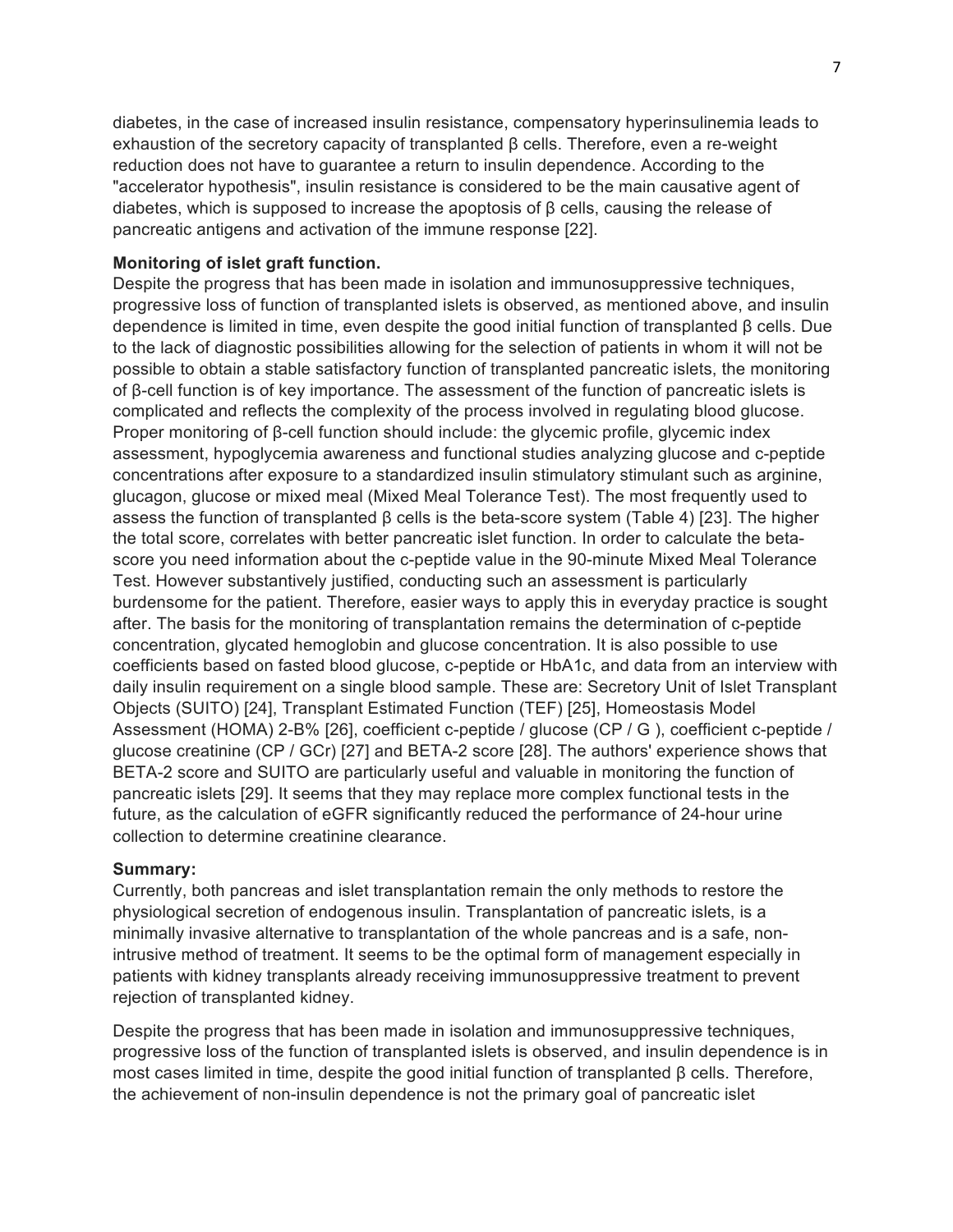diabetes, in the case of increased insulin resistance, compensatory hyperinsulinemia leads to exhaustion of the secretory capacity of transplanted β cells. Therefore, even a re-weight reduction does not have to guarantee a return to insulin dependence. According to the "accelerator hypothesis", insulin resistance is considered to be the main causative agent of diabetes, which is supposed to increase the apoptosis of β cells, causing the release of pancreatic antigens and activation of the immune response [22].

**Monitoring of islet graft function.**

Despite the progress that has been made in isolation and immunosuppressive techniques, progressive loss of function of transplanted islets is observed, as mentioned above, and insulin dependence is limited in time, even despite the good initial function of transplanted β cells. Due to the lack of diagnostic possibilities allowing for the selection of patients in whom it will not be possible to obtain a stable satisfactory function of transplanted pancreatic islets, the monitoring of β-cell function is of key importance. The assessment of the function of pancreatic islets is complicated and reflects the complexity of the process involved in regulating blood glucose. Proper monitoring of β-cell function should include: the glycemic profile, glycemic index assessment, hypoglycemia awareness and functional studies analyzing glucose and c-peptide concentrations after exposure to a standardized insulin stimulatory stimulant such as arginine, glucagon, glucose or mixed meal (Mixed Meal Tolerance Test). The most frequently used to assess the function of transplanted β cells is the beta-score system (Table 4) [23]. The higher the total score, correlates with better pancreatic islet function. In order to calculate the beta-score you need information about the c-peptide value in the 90-minute Mixed Meal Tolerance Test. However substantively justified, conducting such an assessment is particularly burdensome for the patient. Therefore, easier ways to apply this in everyday practice is sought after. The basis for the monitoring of transplantation remains the determination of c-peptide concentration, glycated hemoglobin and glucose concentration. It is also possible to use coefficients based on fasted blood glucose, c-peptide or HbA1c, and data from an interview with daily insulin requirement on a single blood sample. These are: Secretory Unit of Islet Transplant Objects (SUITO) [24], Transplant Estimated Function (TEF) [25], Homeostasis Model Assessment (HOMA) 2-B% [26], coefficient c-peptide / glucose (CP / G ), coefficient c-peptide / glucose creatinine (CP / GCr) [27] and BETA-2 score [28]. The authors' experience shows that BETA-2 score and SUITO are particularly useful and valuable in monitoring the function of pancreatic islets [29]. It seems that they may replace more complex functional tests in the future, as the calculation of eGFR significantly reduced the performance of 24-hour urine collection to determine creatinine clearance.

**Summary:**

Currently, both pancreas and islet transplantation remain the only methods to restore the physiological secretion of endogenous insulin. Transplantation of pancreatic islets, is a minimally invasive alternative to transplantation of the whole pancreas and is a safe, non-intrusive method of treatment. It seems to be the optimal form of management especially in patients with kidney transplants already receiving immunosuppressive treatment to prevent rejection of transplanted kidney.

Despite the progress that has been made in isolation and immunosuppressive techniques, progressive loss of the function of transplanted islets is observed, and insulin dependence is in most cases limited in time, despite the good initial function of transplanted β cells. Therefore, the achievement of non-insulin dependence is not the primary goal of pancreatic islet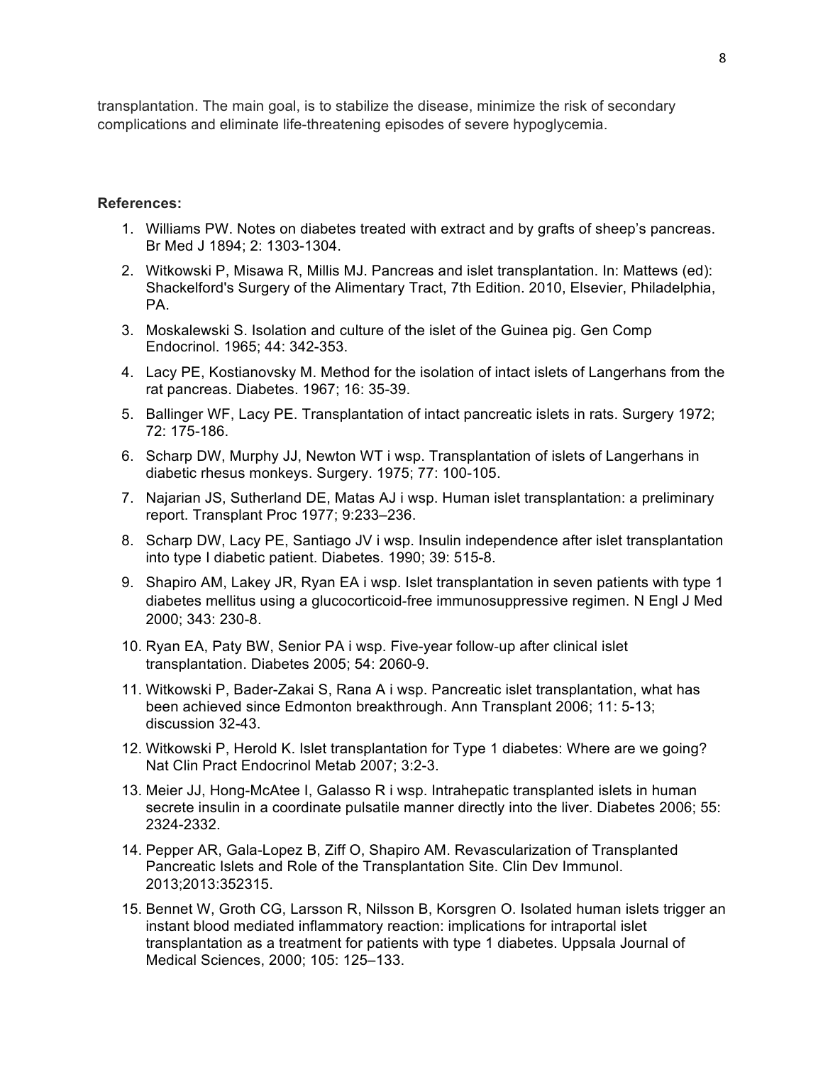transplantation. The main goal, is to stabilize the disease, minimize the risk of secondary complications and eliminate life-threatening episodes of severe hypoglycemia.

**References:**

1. Williams PW. Notes on diabetes treated with extract and by grafts of sheep's pancreas. Br Med J 1894; 2: 1303-1304.
2. Witkowski P, Misawa R, Millis MJ. Pancreas and islet transplantation. In: Mattews (ed): Shackelford's Surgery of the Alimentary Tract, 7th Edition. 2010, Elsevier, Philadelphia, PA.
3. Moskalewski S. Isolation and culture of the islet of the Guinea pig. Gen Comp Endocrinol. 1965; 44: 342-353.
4. Lacy PE, Kostianovsky M. Method for the isolation of intact islets of Langerhans from the rat pancreas. Diabetes. 1967; 16: 35-39.
5. Ballinger WF, Lacy PE. Transplantation of intact pancreatic islets in rats. Surgery 1972; 72: 175-186.
6. Scharp DW, Murphy JJ, Newton WT i wsp. Transplantation of islets of Langerhans in diabetic rhesus monkeys. Surgery. 1975; 77: 100-105.
7. Najarian JS, Sutherland DE, Matas AJ i wsp. Human islet transplantation: a preliminary report. Transplant Proc 1977; 9:233–236.
8. Scharp DW, Lacy PE, Santiago JV i wsp. Insulin independence after islet transplantation into type I diabetic patient. Diabetes. 1990; 39: 515-8.
9. Shapiro AM, Lakey JR, Ryan EA i wsp. Islet transplantation in seven patients with type 1 diabetes mellitus using a glucocorticoid-free immunosuppressive regimen. N Engl J Med 2000; 343: 230-8.
10. Ryan EA, Paty BW, Senior PA i wsp. Five-year follow-up after clinical islet transplantation. Diabetes 2005; 54: 2060-9.
11. Witkowski P, Bader-Zakai S, Rana A i wsp. Pancreatic islet transplantation, what has been achieved since Edmonton breakthrough. Ann Transplant 2006; 11: 5-13; discussion 32-43.
12. Witkowski P, Herold K. Islet transplantation for Type 1 diabetes: Where are we going? Nat Clin Pract Endocrinol Metab 2007; 3:2-3.
13. Meier JJ, Hong-McAtee I, Galasso R i wsp. Intrahepatic transplanted islets in human secrete insulin in a coordinate pulsatile manner directly into the liver. Diabetes 2006; 55: 2324-2332.
14. Pepper AR, Gala-Lopez B, Ziff O, Shapiro AM. Revascularization of Transplanted Pancreatic Islets and Role of the Transplantation Site. Clin Dev Immunol. 2013;2013:352315.
15. Bennet W, Groth CG, Larsson R, Nilsson B, Korsgren O. Isolated human islets trigger an instant blood mediated inflammatory reaction: implications for intraportal islet transplantation as a treatment for patients with type 1 diabetes. Uppsala Journal of Medical Sciences, 2000; 105: 125–133.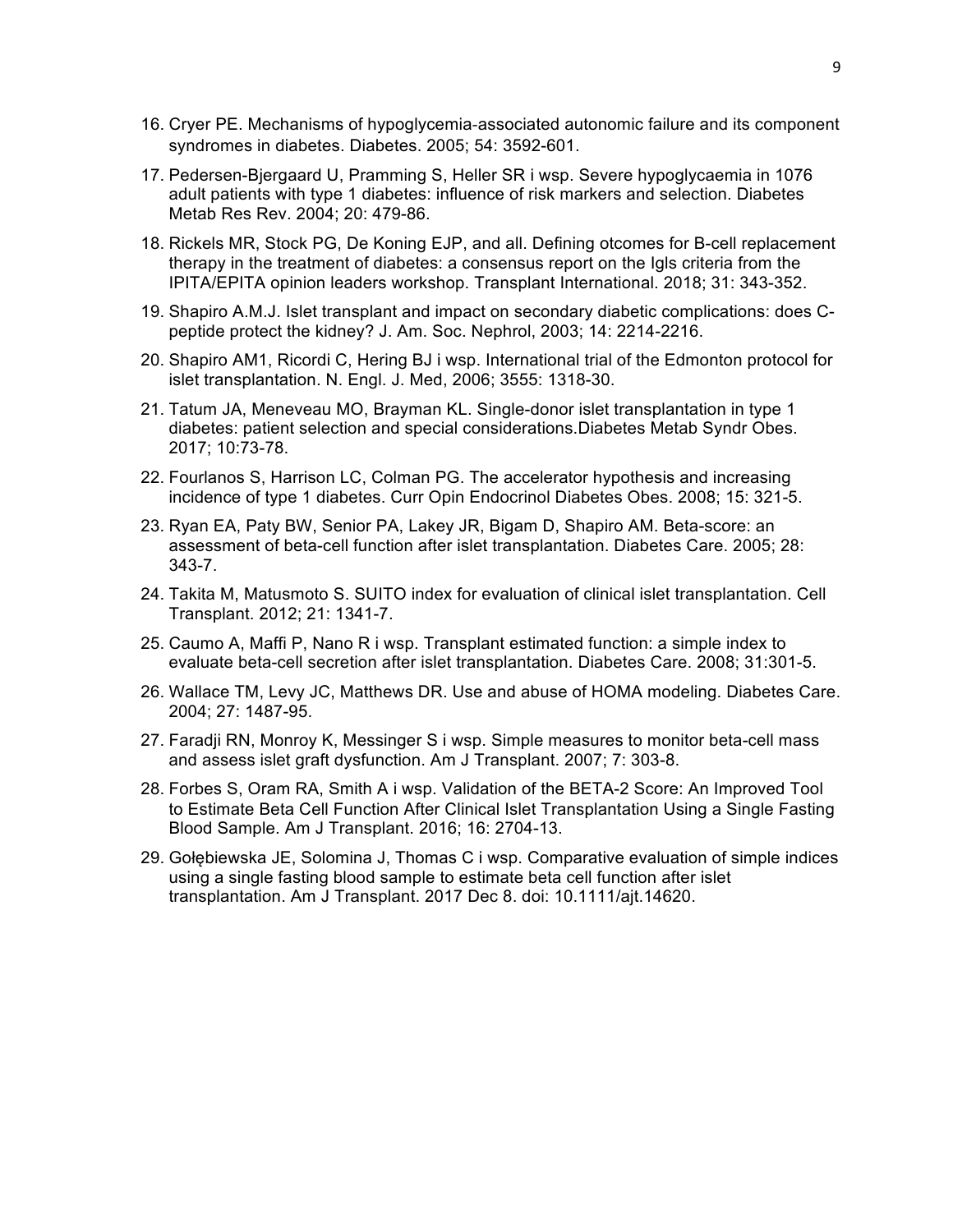16. Cryer PE. Mechanisms of hypoglycemia-associated autonomic failure and its component syndromes in diabetes. Diabetes. 2005; 54: 3592-601.

17. Pedersen-Bjergaard U, Pramming S, Heller SR i wsp. Severe hypoglycaemia in 1076 adult patients with type 1 diabetes: influence of risk markers and selection. Diabetes Metab Res Rev. 2004; 20: 479-86.

18. Rickels MR, Stock PG, De Koning EJP, and all. Defining otcomes for B-cell replacement therapy in the treatment of diabetes: a consensus report on the Igls criteria from the IPITA/EPITA opinion leaders workshop. Transplant International. 2018; 31: 343-352.

19. Shapiro A.M.J. Islet transplant and impact on secondary diabetic complications: does C-peptide protect the kidney? J. Am. Soc. Nephrol, 2003; 14: 2214-2216.

20. Shapiro AM1, Ricordi C, Hering BJ i wsp. International trial of the Edmonton protocol for islet transplantation. N. Engl. J. Med, 2006; 3555: 1318-30.

21. Tatum JA, Meneveau MO, Brayman KL. Single-donor islet transplantation in type 1 diabetes: patient selection and special considerations.Diabetes Metab Syndr Obes. 2017; 10:73-78.

22. Fourlanos S, Harrison LC, Colman PG. The accelerator hypothesis and increasing incidence of type 1 diabetes. Curr Opin Endocrinol Diabetes Obes. 2008; 15: 321-5.

23. Ryan EA, Paty BW, Senior PA, Lakey JR, Bigam D, Shapiro AM. Beta-score: an assessment of beta-cell function after islet transplantation. Diabetes Care. 2005; 28: 343-7.

24. Takita M, Matusmoto S. SUITO index for evaluation of clinical islet transplantation. Cell Transplant. 2012; 21: 1341-7.

25. Caumo A, Maffi P, Nano R i wsp. Transplant estimated function: a simple index to evaluate beta-cell secretion after islet transplantation. Diabetes Care. 2008; 31:301-5.

26. Wallace TM, Levy JC, Matthews DR. Use and abuse of HOMA modeling. Diabetes Care. 2004; 27: 1487-95.

27. Faradji RN, Monroy K, Messinger S i wsp. Simple measures to monitor beta-cell mass and assess islet graft dysfunction. Am J Transplant. 2007; 7: 303-8.

28. Forbes S, Oram RA, Smith A i wsp. Validation of the BETA-2 Score: An Improved Tool to Estimate Beta Cell Function After Clinical Islet Transplantation Using a Single Fasting Blood Sample. Am J Transplant. 2016; 16: 2704-13.

29. Gołębiewska JE, Solomina J, Thomas C i wsp. Comparative evaluation of simple indices using a single fasting blood sample to estimate beta cell function after islet transplantation. Am J Transplant. 2017 Dec 8. doi: 10.1111/ajt.14620.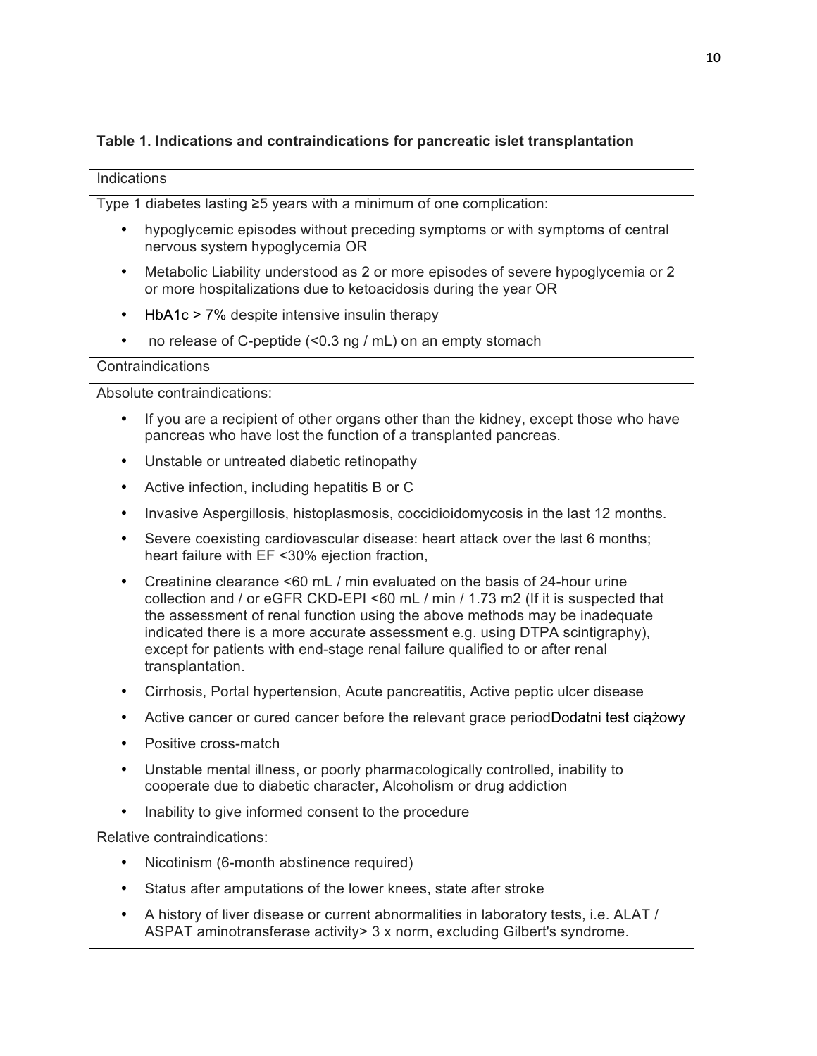**Table 1. Indications and contraindications for pancreatic islet transplantation**

| Indications |
| --- |
| Type 1 diabetes lasting ≥5 years with a minimum of one complication:<br>• hypoglycemic episodes without preceding symptoms or with symptoms of central nervous system hypoglycemia OR<br>• Metabolic Liability understood as 2 or more episodes of severe hypoglycemia or 2 or more hospitalizations due to ketoacidosis during the year OR<br>• HbA1c > 7% despite intensive insulin therapy<br>• no release of C-peptide (<0.3 ng / mL) on an empty stomach |
| **Contraindications** |
| Absolute contraindications:<br>• If you are a recipient of other organs other than the kidney, except those who have pancreas who have lost the function of a transplanted pancreas.<br>• Unstable or untreated diabetic retinopathy<br>• Active infection, including hepatitis B or C<br>• Invasive Aspergillosis, histoplasmosis, coccidioidomycosis in the last 12 months.<br>• Severe coexisting cardiovascular disease: heart attack over the last 6 months; heart failure with EF <30% ejection fraction,<br>• Creatinine clearance <60 mL / min evaluated on the basis of 24-hour urine collection and / or eGFR CKD-EPI <60 mL / min / 1.73 m2 (If it is suspected that the assessment of renal function using the above methods may be inadequate indicated there is a more accurate assessment e.g. using DTPA scintigraphy), except for patients with end-stage renal failure qualified to or after renal transplantation.<br>• Cirrhosis, Portal hypertension, Acute pancreatitis, Active peptic ulcer disease<br>• Active cancer or cured cancer before the relevant grace periodDodatni test ciążowy<br>• Positive cross-match<br>• Unstable mental illness, or poorly pharmacologically controlled, inability to cooperate due to diabetic character, Alcoholism or drug addiction<br>• Inability to give informed consent to the procedure |
| Relative contraindications:<br>• Nicotinism (6-month abstinence required)<br>• Status after amputations of the lower knees, state after stroke<br>• A history of liver disease or current abnormalities in laboratory tests, i.e. ALAT / ASPAT aminotransferase activity> 3 x norm, excluding Gilbert's syndrome. |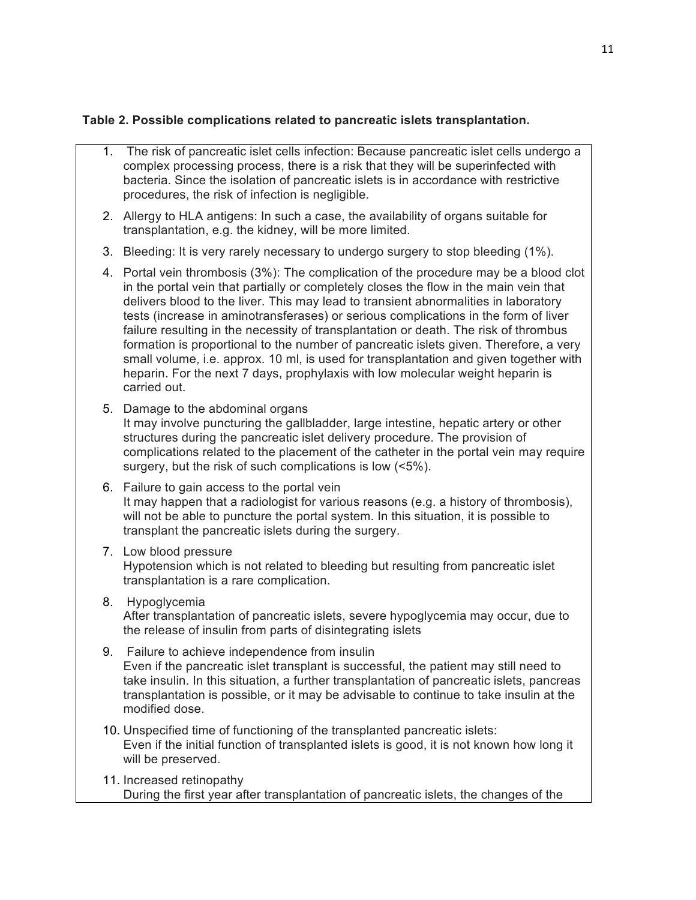**Table 2. Possible complications related to pancreatic islets transplantation.**

1. The risk of pancreatic islet cells infection: Because pancreatic islet cells undergo a complex processing process, there is a risk that they will be superinfected with bacteria. Since the isolation of pancreatic islets is in accordance with restrictive procedures, the risk of infection is negligible.
2. Allergy to HLA antigens: In such a case, the availability of organs suitable for transplantation, e.g. the kidney, will be more limited.
3. Bleeding: It is very rarely necessary to undergo surgery to stop bleeding (1%).
4. Portal vein thrombosis (3%): The complication of the procedure may be a blood clot in the portal vein that partially or completely closes the flow in the main vein that delivers blood to the liver. This may lead to transient abnormalities in laboratory tests (increase in aminotransferases) or serious complications in the form of liver failure resulting in the necessity of transplantation or death. The risk of thrombus formation is proportional to the number of pancreatic islets given. Therefore, a very small volume, i.e. approx. 10 ml, is used for transplantation and given together with heparin. For the next 7 days, prophylaxis with low molecular weight heparin is carried out.
5. Damage to the abdominal organs
   It may involve puncturing the gallbladder, large intestine, hepatic artery or other structures during the pancreatic islet delivery procedure. The provision of complications related to the placement of the catheter in the portal vein may require surgery, but the risk of such complications is low (<5%).
6. Failure to gain access to the portal vein
   It may happen that a radiologist for various reasons (e.g. a history of thrombosis), will not be able to puncture the portal system. In this situation, it is possible to transplant the pancreatic islets during the surgery.
7. Low blood pressure
   Hypotension which is not related to bleeding but resulting from pancreatic islet transplantation is a rare complication.
8. Hypoglycemia
   After transplantation of pancreatic islets, severe hypoglycemia may occur, due to the release of insulin from parts of disintegrating islets
9. Failure to achieve independence from insulin
   Even if the pancreatic islet transplant is successful, the patient may still need to take insulin. In this situation, a further transplantation of pancreatic islets, pancreas transplantation is possible, or it may be advisable to continue to take insulin at the modified dose.
10. Unspecified time of functioning of the transplanted pancreatic islets:
    Even if the initial function of transplanted islets is good, it is not known how long it will be preserved.
11. Increased retinopathy
    During the first year after transplantation of pancreatic islets, the changes of the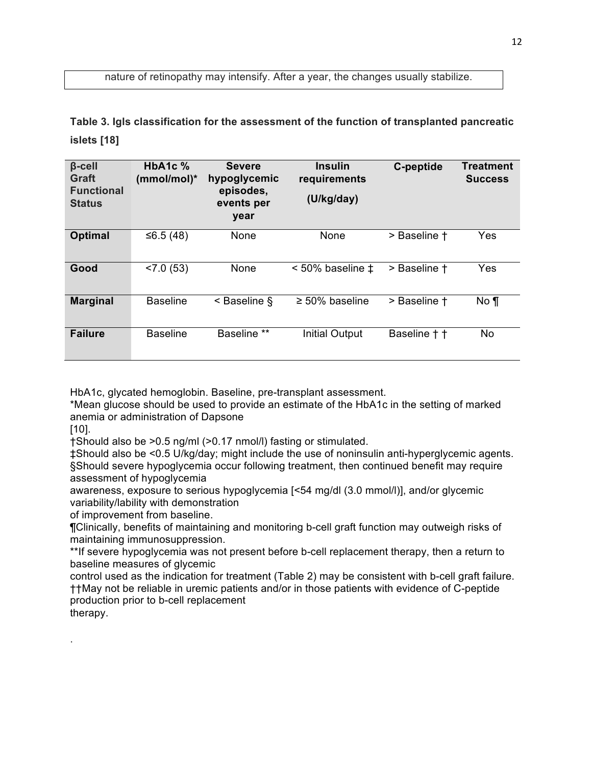nature of retinopathy may intensify. After a year, the changes usually stabilize.

**Table 3. Igls classification for the assessment of the function of transplanted pancreatic islets [18]**

| β-cell Graft Functional Status | HbA1c % (mmol/mol)* | Severe hypoglycemic episodes, events per year | Insulin requirements (U/kg/day) | C-peptide | Treatment Success |
|---|---|---|---|---|---|
| **Optimal** | ≤6.5 (48) | None | None | > Baseline † | Yes |
| **Good** | <7.0 (53) | None | < 50% baseline ‡ | > Baseline † | Yes |
| **Marginal** | Baseline | < Baseline § | ≥ 50% baseline | > Baseline † | No ¶ |
| **Failure** | Baseline | Baseline ** | Initial Output | Baseline † † | No |

HbA1c, glycated hemoglobin. Baseline, pre-transplant assessment.
*Mean glucose should be used to provide an estimate of the HbA1c in the setting of marked anemia or administration of Dapsone [10].
†Should also be >0.5 ng/ml (>0.17 nmol/l) fasting or stimulated.
‡Should also be <0.5 U/kg/day; might include the use of noninsulin anti-hyperglycemic agents.
§Should severe hypoglycemia occur following treatment, then continued benefit may require assessment of hypoglycemia awareness, exposure to serious hypoglycemia [<54 mg/dl (3.0 mmol/l)], and/or glycemic variability/lability with demonstration of improvement from baseline.
¶Clinically, benefits of maintaining and monitoring b-cell graft function may outweigh risks of maintaining immunosuppression.
**If severe hypoglycemia was not present before b-cell replacement therapy, then a return to baseline measures of glycemic control used as the indication for treatment (Table 2) may be consistent with b-cell graft failure.
††May not be reliable in uremic patients and/or in those patients with evidence of C-peptide production prior to b-cell replacement therapy.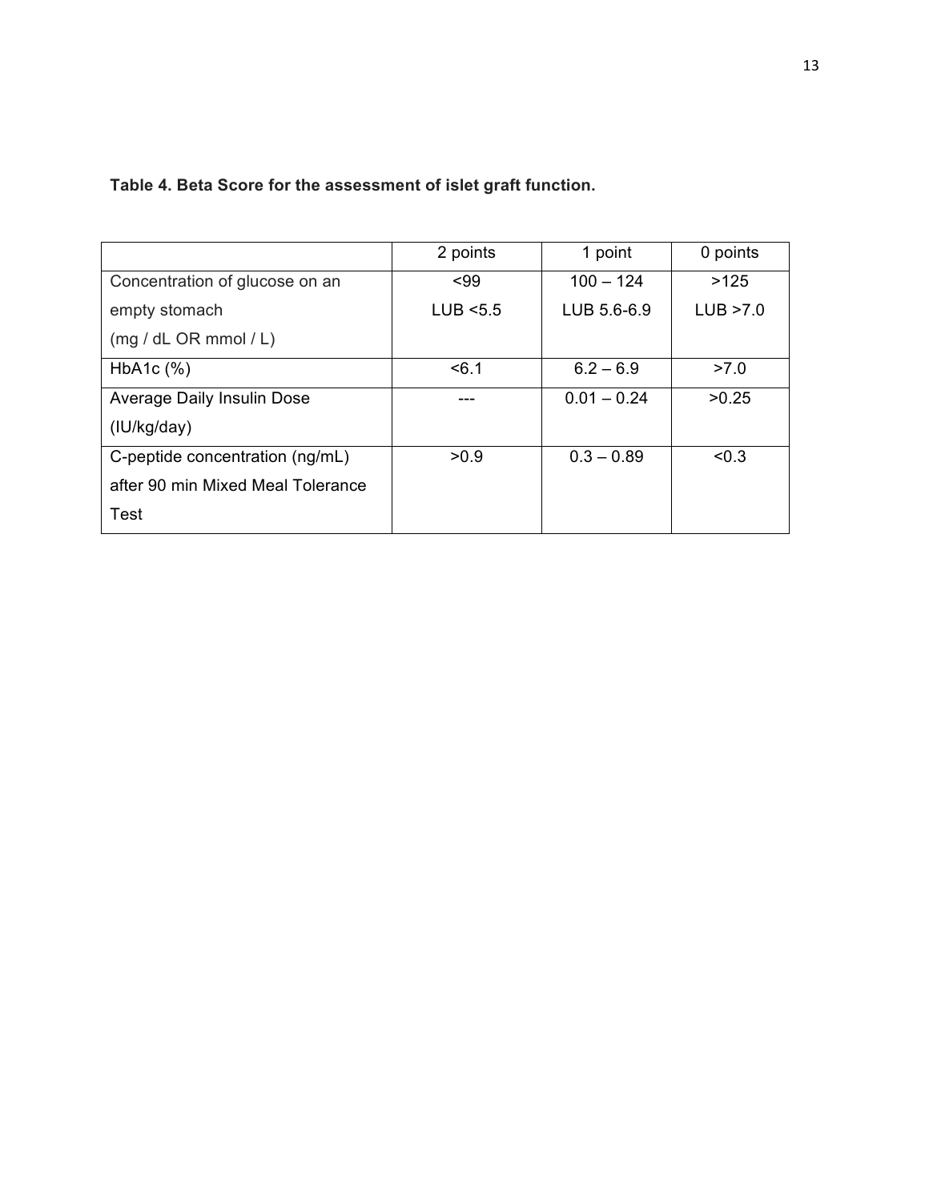**Table 4. Beta Score for the assessment of islet graft function.**

| | 2 points | 1 point | 0 points |
|---|---|---|---|
| Concentration of glucose on an empty stomach (mg / dL OR mmol / L) | <99<br>LUB <5.5 | 100 – 124<br>LUB 5.6-6.9 | >125<br>LUB >7.0 |
| HbA1c (%) | <6.1 | 6.2 – 6.9 | >7.0 |
| Average Daily Insulin Dose (IU/kg/day) | --- | 0.01 – 0.24 | >0.25 |
| C-peptide concentration (ng/mL) after 90 min Mixed Meal Tolerance Test | >0.9 | 0.3 – 0.89 | <0.3 |